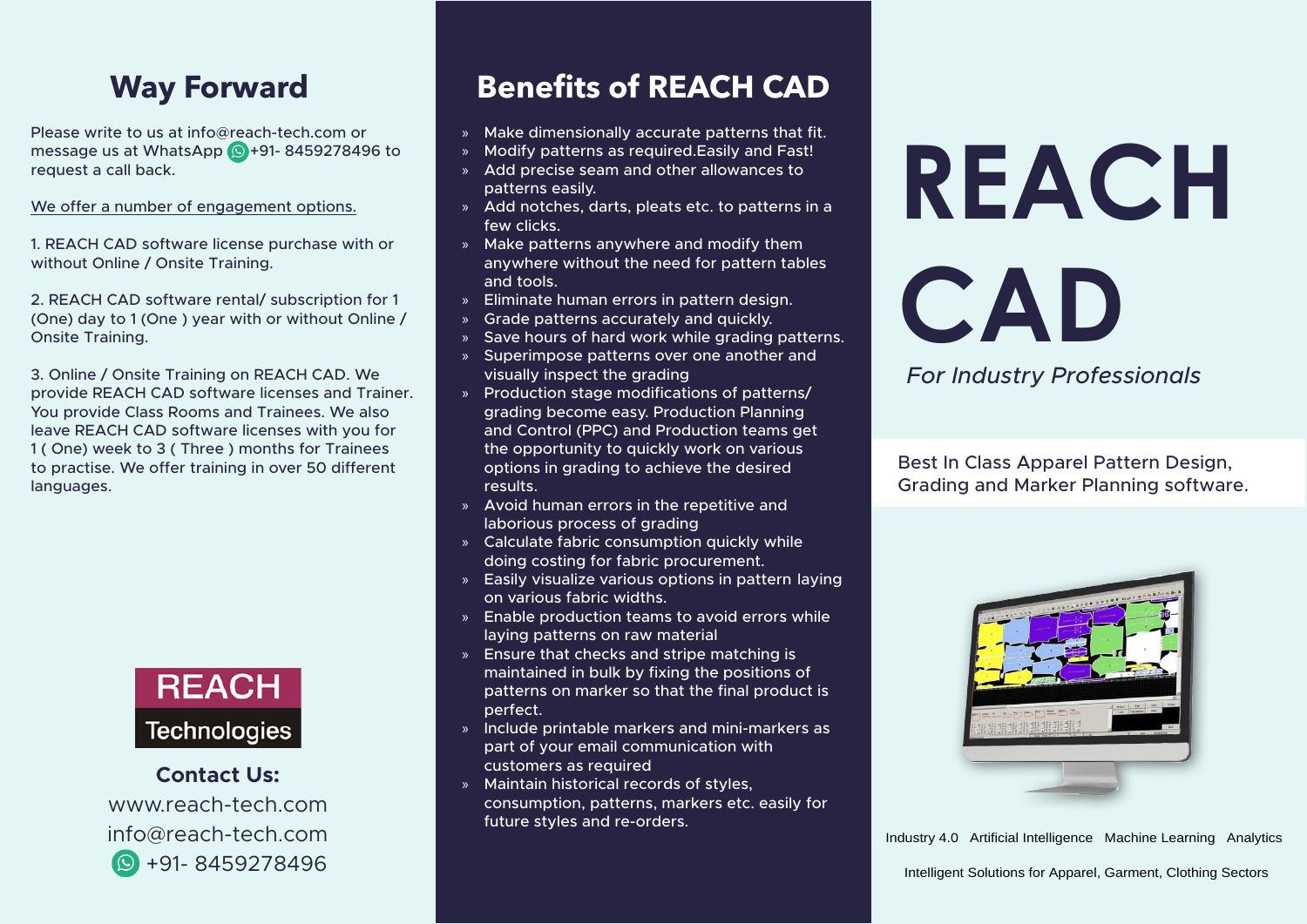## Way Forward

Please write to us at info@reach-tech.com or message us at WhatsApp +91- 8459278496 to request a call back.

We offer a number of engagement options.

1. REACH CAD software license purchase with or without Online / Onsite Training.

2. REACH CAD software rental/ subscription for 1 (One) day to 1 (One ) year with or without Online / Onsite Training.

3. Online / Onsite Training on REACH CAD. We provide REACH CAD software License and Trainer. You provide Class Rooms and Trainees. We also leave REACH CAD software licenses with you for 1 ( One) week to 3 ( Three ) months for Trainees to practise. We offer training in over 50 different languages.

REACH Technologies

**Contact Us:**

www.reach-tech.com

info@reach-tech.com

+91- 8459278496

## Benefits of REACH CAD

- Make dimensionally accurate patterns that fit.
- Modify patterns as required.Easily and Fast!
- Add precise seam and other allowances to patterns easily.
- Add notches, darts, pleats etc. to patterns in a few clicks.
- Make patterns anywhere and modify them anywhere without the need for pattern tables and tools.
- Eliminate human errors in pattern design.
- Grade patterns accurately and quickly.
- Save hours of hard work while grading patterns.
- Superimpose patterns over one another and visually inspect the grading
- Production stage modifications of patterns/ grading become easy. Production Planning and Control (PPC) and Production teams get the opportunity to quickly work on various options in grading to achieve the desired results.
- Avoid human errors in the repetitive and laborious process of grading
- Calculate fabric consumption quickly while doing costing for fabric procurement.
- Easily visualize various options in pattern laying on various fabric widths.
- Enable production teams to avoid errors while laying patterns on raw material
- Ensure that checks and stripe matching is maintained in bulk by fixing the positions of patterns on marker so that the final product is perfect.
- Include printable markers and mini-markers as part of your email communication with customers as required
- Maintain historical records of styles, consumption, patterns, markers etc. easily for future styles and re-orders.

# REACH CAD

*For Industry Professionals*

Best In Class Apparel Pattern Design, Grading and Marker Planning software.

Industry 4.0 Artificial Intelligence Machine Learning Analytics

Intelligent Solutions for Apparel, Garment, Clothing Sectors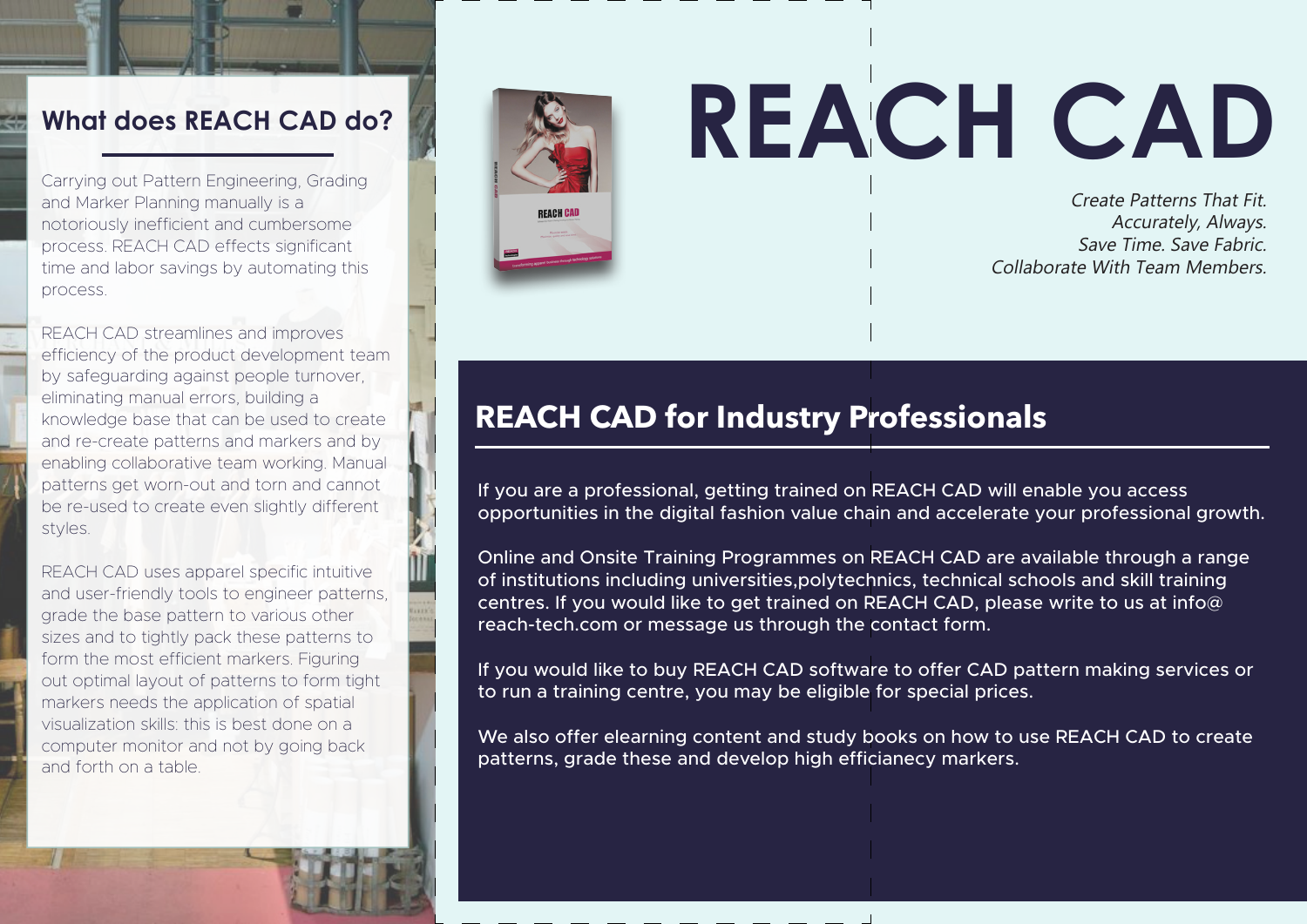## What does REACH CAD do?

Carrying out Pattern Engineering, Grading and Marker Planning manually is a notoriously inefficient and cumbersome process. REACH CAD effects significant time and labor savings by automating this process.

REACH CAD streamlines and improves efficiency of the product development team by safeguarding against people turnover, eliminating manual errors, building a knowledge base that can be used to create and re-create patterns and markers and by enabling collaborative team working. Manual patterns get worn-out and torn and cannot be re-used to create even slightly different styles.

REACH CAD uses apparel specific intuitive and user-friendly tools to engineer patterns, grade the base pattern to various other sizes and to tightly pack these patterns to form the most efficient markers. Figuring out optimal layout of patterns to form tight markers needs the application of spatial visualization skills: this is best done on a computer monitor and not by going back and forth on a table.

# REACH CAD

*Create Patterns That Fit.*
*Accurately, Always.*
*Save Time. Save Fabric.*
*Collaborate With Team Members.*

## REACH CAD for Industry Professionals

If you are a professional, getting trained on REACH CAD will enable you access opportunities in the digital fashion value chain and accelerate your professional growth.

Online and Onsite Training Programmes on REACH CAD are available through a range of institutions including universities,polytechnics, technical schools and skill training centres. If you would like to get trained on REACH CAD, please write to us at info@reach-tech.com or message us through the contact form.

If you would like to buy REACH CAD software to offer CAD pattern making services or to run a training centre, you may be eligible for special prices.

We also offer elearning content and study books on how to use REACH CAD to create patterns, grade these and develop high efficianecy markers.